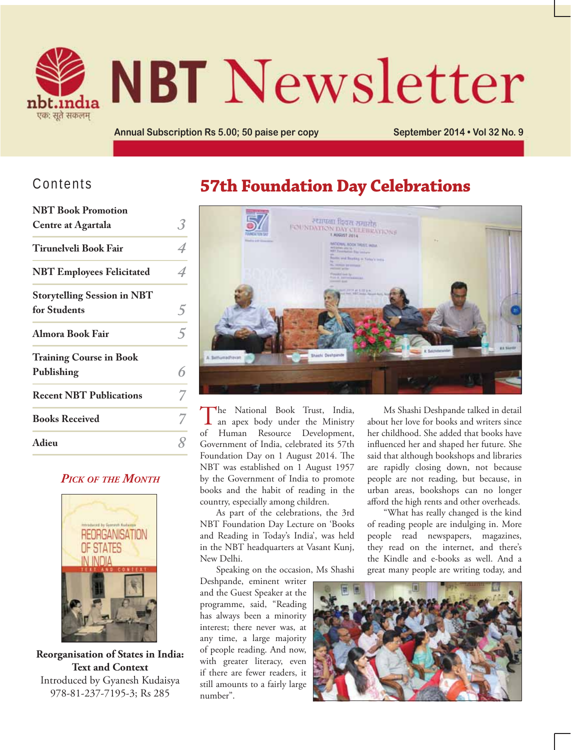# NBT Newsletter

nbt.india
एकः सूते सकलम्

Annual Subscription Rs 5.00; 50 paise per copy

September 2014 • Vol 32 No. 9

## Contents

| | |
|---|---|
| NBT Book Promotion Centre at Agartala | 3 |
| Tirunelveli Book Fair | 4 |
| NBT Employees Felicitated | 4 |
| Storytelling Session in NBT for Students | 5 |
| Almora Book Fair | 5 |
| Training Course in Book Publishing | 6 |
| Recent NBT Publications | 7 |
| Books Received | 7 |
| Adieu | 8 |

### *Pick of the Month*

**Reorganisation of States in India: Text and Context**
Introduced by Gyanesh Kudaisya
978-81-237-7195-3; Rs 285

# 57th Foundation Day Celebrations

The National Book Trust, India, an apex body under the Ministry of Human Resource Development, Government of India, celebrated its 57th Foundation Day on 1 August 2014. The NBT was established on 1 August 1957 by the Government of India to promote books and the habit of reading in the country, especially among children.

As part of the celebrations, the 3rd NBT Foundation Day Lecture on 'Books and Reading in Today's India', was held in the NBT headquarters at Vasant Kunj, New Delhi.

Speaking on the occasion, Ms Shashi Deshpande, eminent writer and the Guest Speaker at the programme, said, "Reading has always been a minority interest; there never was, at any time, a large majority of people reading. And now, with greater literacy, even if there are fewer readers, it still amounts to a fairly large number".

Ms Shashi Deshpande talked in detail about her love for books and writers since her childhood. She added that books have influenced her and shaped her future. She said that although bookshops and libraries are rapidly closing down, not because people are not reading, but because, in urban areas, bookshops can no longer afford the high rents and other overheads.

"What has really changed is the kind of reading people are indulging in. More people read newspapers, magazines, they read on the internet, and there's the Kindle and e-books as well. And a great many people are writing today, and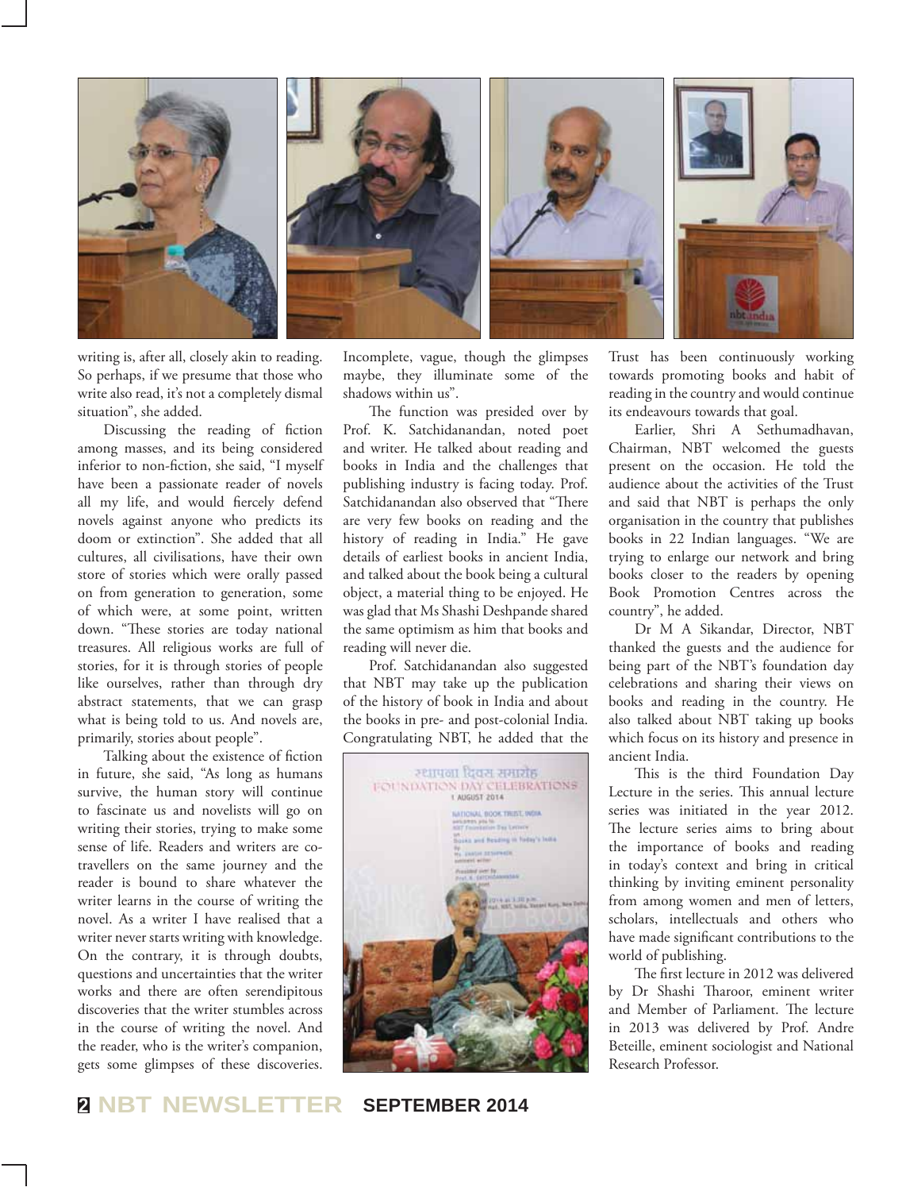writing is, after all, closely akin to reading. So perhaps, if we presume that those who write also read, it's not a completely dismal situation", she added.

Discussing the reading of fiction among masses, and its being considered inferior to non-fiction, she said, "I myself have been a passionate reader of novels all my life, and would fiercely defend novels against anyone who predicts its doom or extinction". She added that all cultures, all civilisations, have their own store of stories which were orally passed on from generation to generation, some of which were, at some point, written down. "These stories are today national treasures. All religious works are full of stories, for it is through stories of people like ourselves, rather than through dry abstract statements, that we can grasp what is being told to us. And novels are, primarily, stories about people".

Talking about the existence of fiction in future, she said, "As long as humans survive, the human story will continue to fascinate us and novelists will go on writing their stories, trying to make some sense of life. Readers and writers are co-travellers on the same journey and the reader is bound to share whatever the writer learns in the course of writing the novel. As a writer I have realised that a writer never starts writing with knowledge. On the contrary, it is through doubts, questions and uncertainties that the writer works and there are often serendipitous discoveries that the writer stumbles across in the course of writing the novel. And the reader, who is the writer's companion, gets some glimpses of these discoveries. Incomplete, vague, though the glimpses maybe, they illuminate some of the shadows within us".

The function was presided over by Prof. K. Satchidanandan, noted poet and writer. He talked about reading and books in India and the challenges that publishing industry is facing today. Prof. Satchidanandan also observed that "There are very few books on reading and the history of reading in India." He gave details of earliest books in ancient India, and talked about the book being a cultural object, a material thing to be enjoyed. He was glad that Ms Shashi Deshpande shared the same optimism as him that books and reading will never die.

Prof. Satchidanandan also suggested that NBT may take up the publication of the history of book in India and about the books in pre- and post-colonial India. Congratulating NBT, he added that the Trust has been continuously working towards promoting books and habit of reading in the country and would continue its endeavours towards that goal.

Earlier, Shri A Sethumadhavan, Chairman, NBT welcomed the guests present on the occasion. He told the audience about the activities of the Trust and said that NBT is perhaps the only organisation in the country that publishes books in 22 Indian languages. "We are trying to enlarge our network and bring books closer to the readers by opening Book Promotion Centres across the country", he added.

Dr M A Sikandar, Director, NBT thanked the guests and the audience for being part of the NBT's foundation day celebrations and sharing their views on books and reading in the country. He also talked about NBT taking up books which focus on its history and presence in ancient India.

This is the third Foundation Day Lecture in the series. This annual lecture series was initiated in the year 2012. The lecture series aims to bring about the importance of books and reading in today's context and bring in critical thinking by inviting eminent personality from among women and men of letters, scholars, intellectuals and others who have made significant contributions to the world of publishing.

The first lecture in 2012 was delivered by Dr Shashi Tharoor, eminent writer and Member of Parliament. The lecture in 2013 was delivered by Prof. Andre Beteille, eminent sociologist and National Research Professor.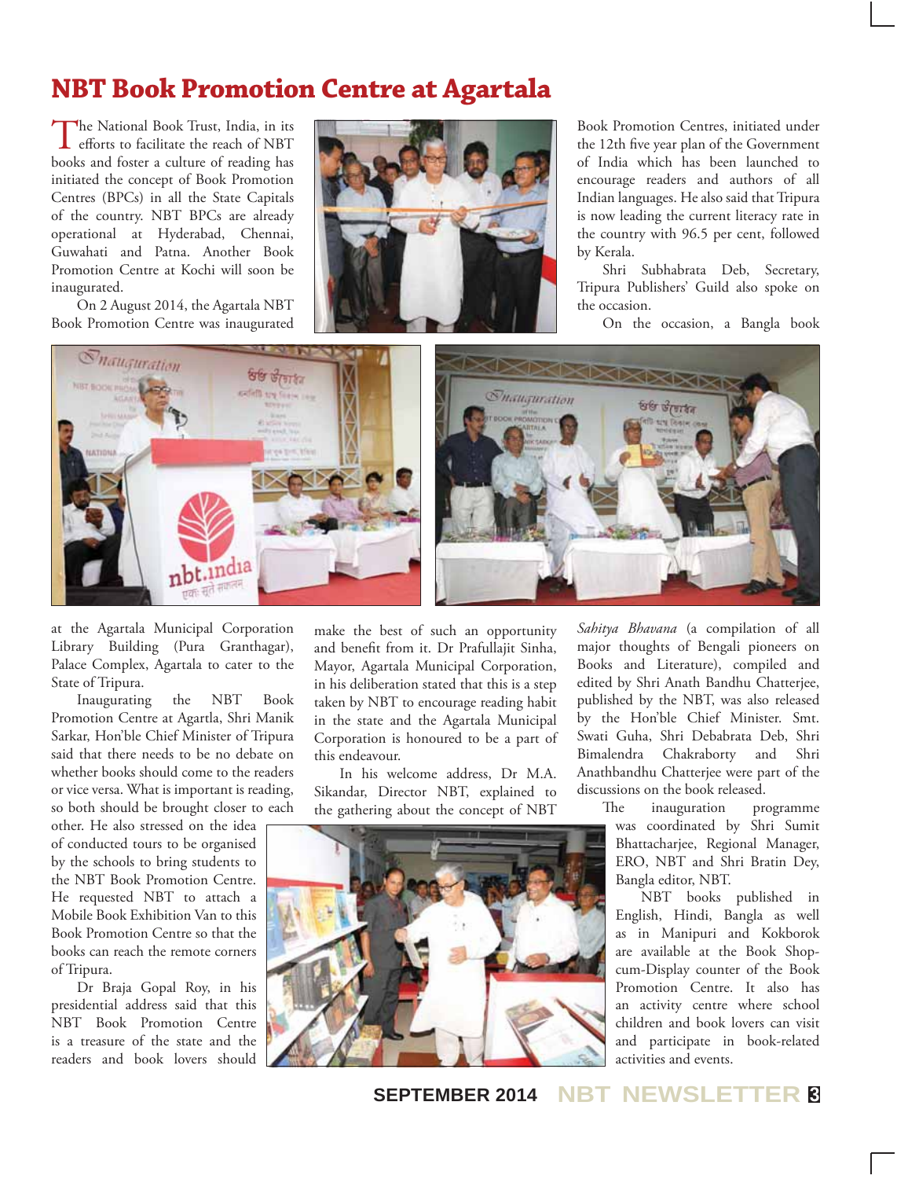# NBT Book Promotion Centre at Agartala

The National Book Trust, India, in its efforts to facilitate the reach of NBT books and foster a culture of reading has initiated the concept of Book Promotion Centres (BPCs) in all the State Capitals of the country. NBT BPCs are already operational at Hyderabad, Chennai, Guwahati and Patna. Another Book Promotion Centre at Kochi will soon be inaugurated.

On 2 August 2014, the Agartala NBT Book Promotion Centre was inaugurated at the Agartala Municipal Corporation Library Building (Pura Granthagar), Palace Complex, Agartala to cater to the State of Tripura.

Inaugurating the NBT Book Promotion Centre at Agartla, Shri Manik Sarkar, Hon'ble Chief Minister of Tripura said that there needs to be no debate on whether books should come to the readers or vice versa. What is important is reading, so both should be brought closer to each other. He also stressed on the idea of conducted tours to be organised by the schools to bring students to the NBT Book Promotion Centre. He requested NBT to attach a Mobile Book Exhibition Van to this Book Promotion Centre so that the books can reach the remote corners of Tripura.

Dr Braja Gopal Roy, in his presidential address said that this NBT Book Promotion Centre is a treasure of the state and the readers and book lovers should make the best of such an opportunity and benefit from it. Dr Prafullajit Sinha, Mayor, Agartala Municipal Corporation, in his deliberation stated that this is a step taken by NBT to encourage reading habit in the state and the Agartala Municipal Corporation is honoured to be a part of this endeavour.

In his welcome address, Dr M.A. Sikandar, Director NBT, explained to the gathering about the concept of NBT Book Promotion Centres, initiated under the 12th five year plan of the Government of India which has been launched to encourage readers and authors of all Indian languages. He also said that Tripura is now leading the current literacy rate in the country with 96.5 per cent, followed by Kerala.

Shri Subhabrata Deb, Secretary, Tripura Publishers' Guild also spoke on the occasion.

On the occasion, a Bangla book *Sahitya Bhavana* (a compilation of all major thoughts of Bengali pioneers on Books and Literature), compiled and edited by Shri Anath Bandhu Chatterjee, published by the NBT, was also released by the Hon'ble Chief Minister. Smt. Swati Guha, Shri Debabrata Deb, Shri Bimalendra Chakraborty and Shri Anathbandhu Chatterjee were part of the discussions on the book released.

The inauguration programme was coordinated by Shri Sumit Bhattacharjee, Regional Manager, ERO, NBT and Shri Bratin Dey, Bangla editor, NBT.

NBT books published in English, Hindi, Bangla as well as in Manipuri and Kokborok are available at the Book Shop-cum-Display counter of the Book Promotion Centre. It also has an activity centre where school children and book lovers can visit and participate in book-related activities and events.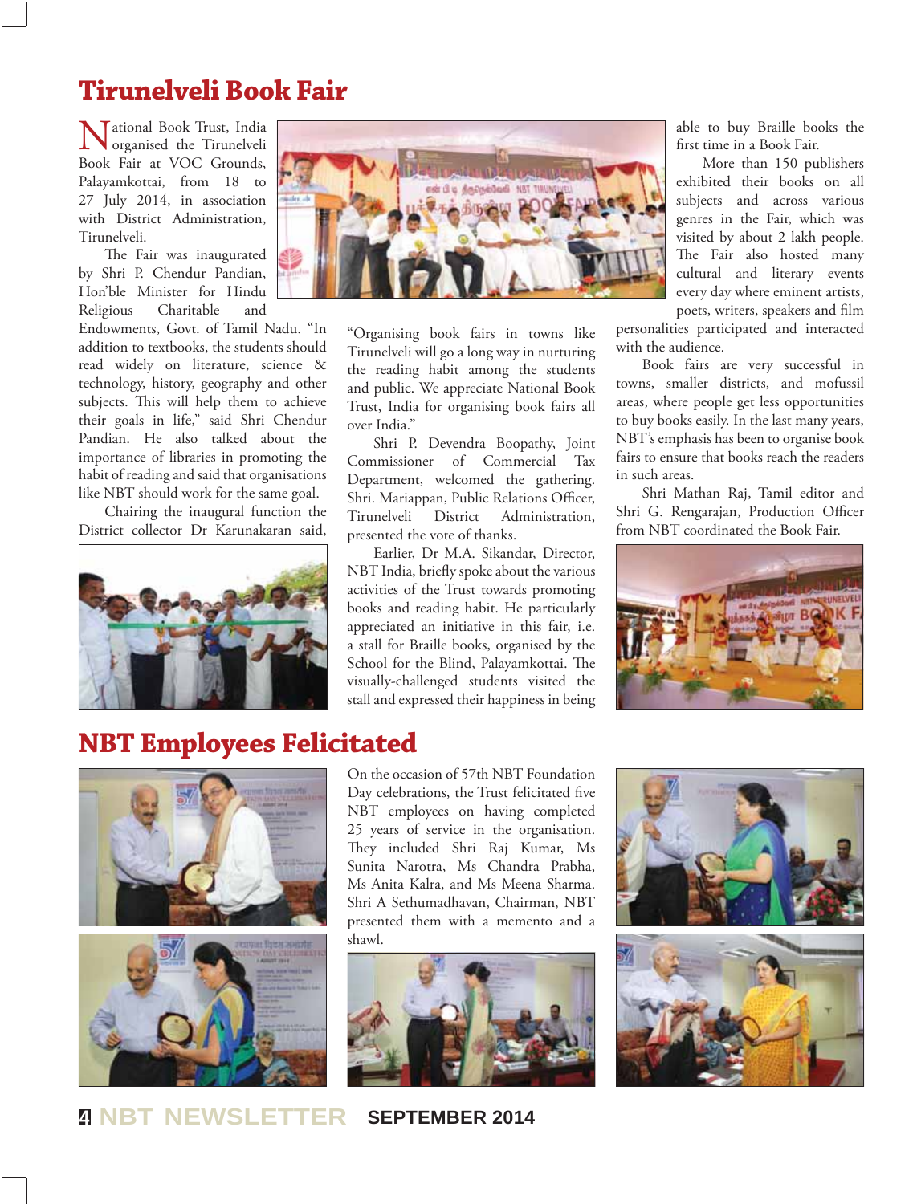# Tirunelveli Book Fair

National Book Trust, India organised the Tirunelveli Book Fair at VOC Grounds, Palayamkottai, from 18 to 27 July 2014, in association with District Administration, Tirunelveli.

The Fair was inaugurated by Shri P. Chendur Pandian, Hon'ble Minister for Hindu Religious Charitable and Endowments, Govt. of Tamil Nadu. "In addition to textbooks, the students should read widely on literature, science & technology, history, geography and other subjects. This will help them to achieve their goals in life," said Shri Chendur Pandian. He also talked about the importance of libraries in promoting the habit of reading and said that organisations like NBT should work for the same goal.

Chairing the inaugural function the District collector Dr Karunakaran said, "Organising book fairs in towns like Tirunelveli will go a long way in nurturing the reading habit among the students and public. We appreciate National Book Trust, India for organising book fairs all over India."

Shri P. Devendra Boopathy, Joint Commissioner of Commercial Tax Department, welcomed the gathering. Shri. Mariappan, Public Relations Officer, Tirunelveli District Administration, presented the vote of thanks.

Earlier, Dr M.A. Sikandar, Director, NBT India, briefly spoke about the various activities of the Trust towards promoting books and reading habit. He particularly appreciated an initiative in this fair, i.e. a stall for Braille books, organised by the School for the Blind, Palayamkottai. The visually-challenged students visited the stall and expressed their happiness in being able to buy Braille books the first time in a Book Fair.

More than 150 publishers exhibited their books on all subjects and across various genres in the Fair, which was visited by about 2 lakh people. The Fair also hosted many cultural and literary events every day where eminent artists, poets, writers, speakers and film personalities participated and interacted with the audience.

Book fairs are very successful in towns, smaller districts, and mofussil areas, where people get less opportunities to buy books easily. In the last many years, NBT's emphasis has been to organise book fairs to ensure that books reach the readers in such areas.

Shri Mathan Raj, Tamil editor and Shri G. Rengarajan, Production Officer from NBT coordinated the Book Fair.

# NBT Employees Felicitated

On the occasion of 57th NBT Foundation Day celebrations, the Trust felicitated five NBT employees on having completed 25 years of service in the organisation. They included Shri Raj Kumar, Ms Sunita Narotra, Ms Chandra Prabha, Ms Anita Kalra, and Ms Meena Sharma. Shri A Sethumadhavan, Chairman, NBT presented them with a memento and a shawl.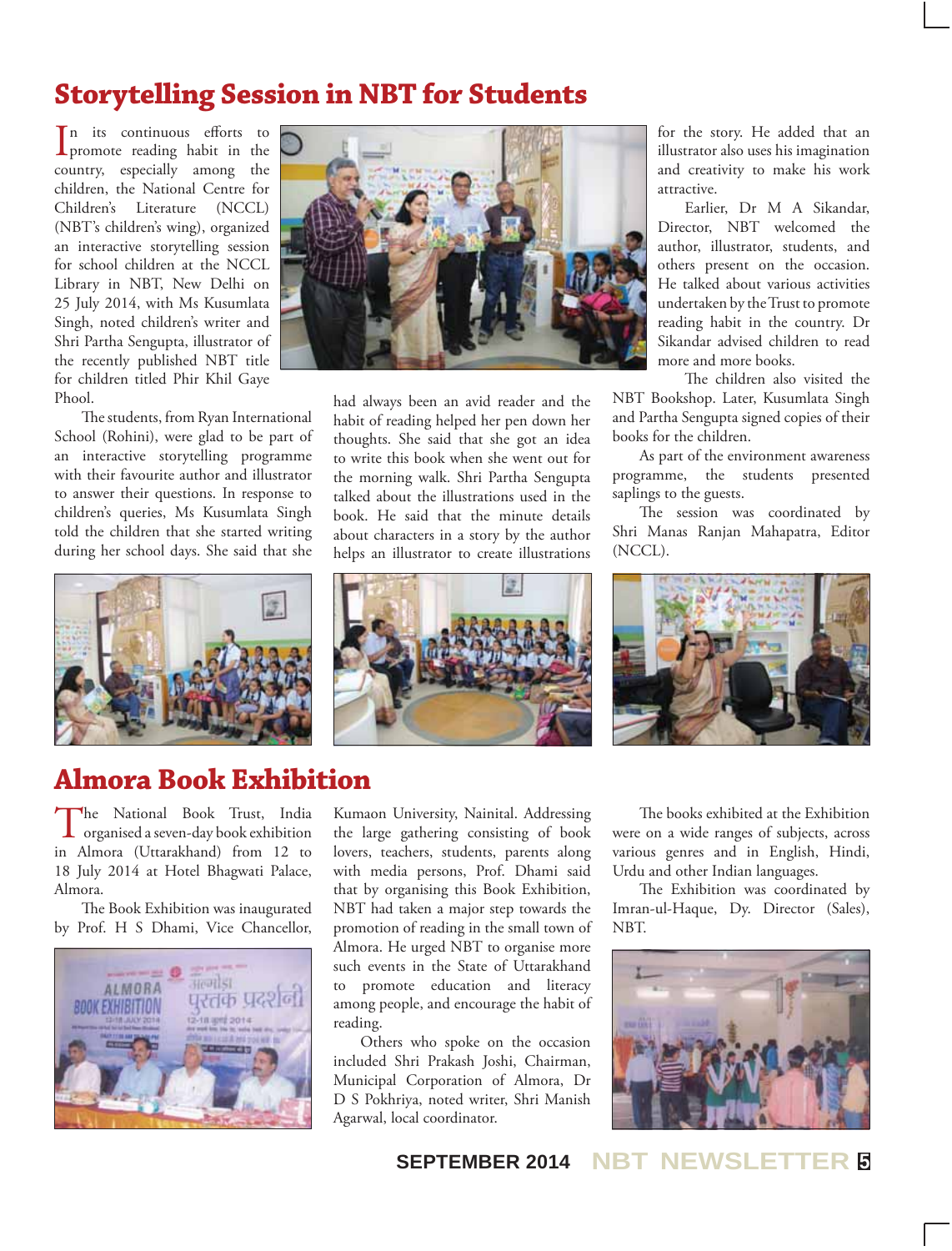## Storytelling Session in NBT for Students

In its continuous efforts to promote reading habit in the country, especially among the children, the National Centre for Children's Literature (NCCL) (NBT's children's wing), organized an interactive storytelling session for school children at the NCCL Library in NBT, New Delhi on 25 July 2014, with Ms Kusumlata Singh, noted children's writer and Shri Partha Sengupta, illustrator of the recently published NBT title for children titled Phir Khil Gaye Phool.

The students, from Ryan International School (Rohini), were glad to be part of an interactive storytelling programme with their favourite author and illustrator to answer their questions. In response to children's queries, Ms Kusumlata Singh told the children that she started writing during her school days. She said that she had always been an avid reader and the habit of reading helped her pen down her thoughts. She said that she got an idea to write this book when she went out for the morning walk. Shri Partha Sengupta talked about the illustrations used in the book. He said that the minute details about characters in a story by the author helps an illustrator to create illustrations for the story. He added that an illustrator also uses his imagination and creativity to make his work attractive.

Earlier, Dr M A Sikandar, Director, NBT welcomed the author, illustrator, students, and others present on the occasion. He talked about various activities undertaken by the Trust to promote reading habit in the country. Dr Sikandar advised children to read more and more books.

The children also visited the NBT Bookshop. Later, Kusumlata Singh and Partha Sengupta signed copies of their books for the children.

As part of the environment awareness programme, the students presented saplings to the guests.

The session was coordinated by Shri Manas Ranjan Mahapatra, Editor (NCCL).

## Almora Book Exhibition

The National Book Trust, India organised a seven-day book exhibition in Almora (Uttarakhand) from 12 to 18 July 2014 at Hotel Bhagwati Palace, Almora.

The Book Exhibition was inaugurated by Prof. H S Dhami, Vice Chancellor, Kumaon University, Nainital. Addressing the large gathering consisting of book lovers, teachers, students, parents along with media persons, Prof. Dhami said that by organising this Book Exhibition, NBT had taken a major step towards the promotion of reading in the small town of Almora. He urged NBT to organise more such events in the State of Uttarakhand to promote education and literacy among people, and encourage the habit of reading.

Others who spoke on the occasion included Shri Prakash Joshi, Chairman, Municipal Corporation of Almora, Dr D S Pokhriya, noted writer, Shri Manish Agarwal, local coordinator.

The books exhibited at the Exhibition were on a wide ranges of subjects, across various genres and in English, Hindi, Urdu and other Indian languages.

The Exhibition was coordinated by Imran-ul-Haque, Dy. Director (Sales), NBT.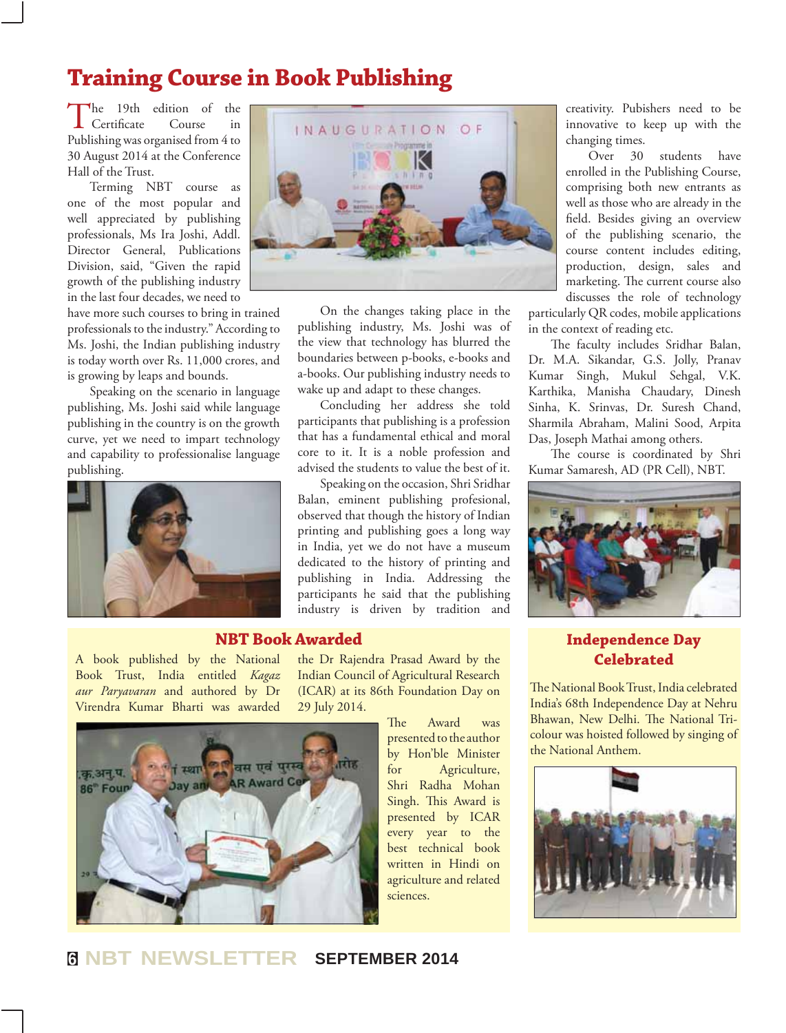# Training Course in Book Publishing

The 19th edition of the Certificate Course in Publishing was organised from 4 to 30 August 2014 at the Conference Hall of the Trust.

Terming NBT course as one of the most popular and well appreciated by publishing professionals, Ms Ira Joshi, Addl. Director General, Publications Division, said, "Given the rapid growth of the publishing industry in the last four decades, we need to have more such courses to bring in trained professionals to the industry." According to Ms. Joshi, the Indian publishing industry is today worth over Rs. 11,000 crores, and is growing by leaps and bounds.

Speaking on the scenario in language publishing, Ms. Joshi said while language publishing in the country is on the growth curve, yet we need to impart technology and capability to professionalise language publishing.

On the changes taking place in the publishing industry, Ms. Joshi was of the view that technology has blurred the boundaries between p-books, e-books and a-books. Our publishing industry needs to wake up and adapt to these changes.

Concluding her address she told participants that publishing is a profession that has a fundamental ethical and moral core to it. It is a noble profession and advised the students to value the best of it.

Speaking on the occasion, Shri Sridhar Balan, eminent publishing profesional, observed that though the history of Indian printing and publishing goes a long way in India, yet we do not have a museum dedicated to the history of printing and publishing in India. Addressing the participants he said that the publishing industry is driven by tradition and creativity. Pubishers need to be innovative to keep up with the changing times.

Over 30 students have enrolled in the Publishing Course, comprising both new entrants as well as those who are already in the field. Besides giving an overview of the publishing scenario, the course content includes editing, production, design, sales and marketing. The current course also discusses the role of technology particularly QR codes, mobile applications in the context of reading etc.

The faculty includes Sridhar Balan, Dr. M.A. Sikandar, G.S. Jolly, Pranav Kumar Singh, Mukul Sehgal, V.K. Karthika, Manisha Chaudary, Dinesh Sinha, K. Srinvas, Dr. Suresh Chand, Sharmila Abraham, Malini Sood, Arpita Das, Joseph Mathai among others.

The course is coordinated by Shri Kumar Samaresh, AD (PR Cell), NBT.

## NBT Book Awarded

A book published by the National Book Trust, India entitled *Kagaz aur Paryavaran* and authored by Dr Virendra Kumar Bharti was awarded the Dr Rajendra Prasad Award by the Indian Council of Agricultural Research (ICAR) at its 86th Foundation Day on 29 July 2014.

The Award was presented to the author by Hon'ble Minister for Agriculture, Shri Radha Mohan Singh. This Award is presented by ICAR every year to the best technical book written in Hindi on agriculture and related sciences.

## Independence Day Celebrated

The National Book Trust, India celebrated India's 68th Independence Day at Nehru Bhawan, New Delhi. The National Tri-colour was hoisted followed by singing of the National Anthem.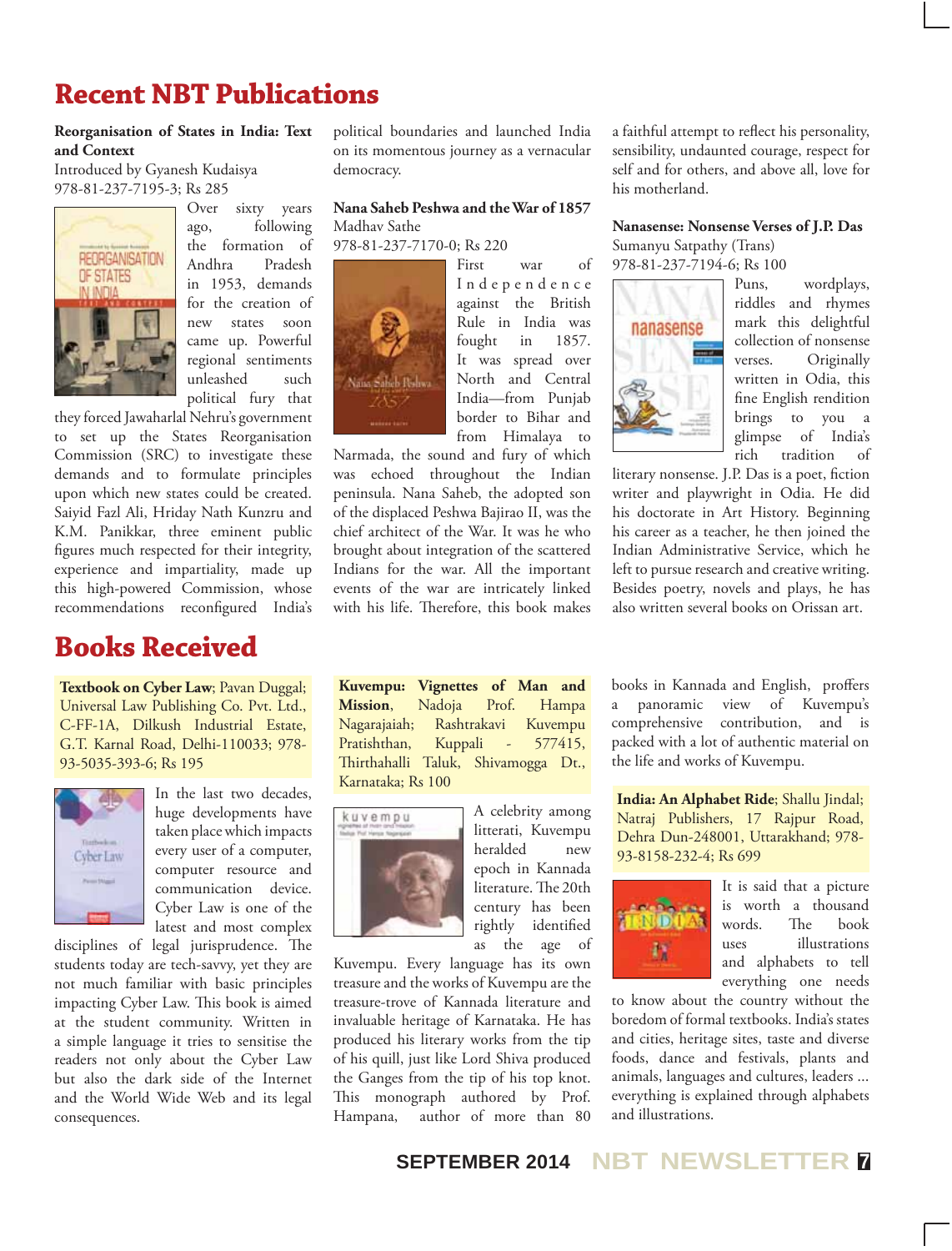# Recent NBT Publications

**Reorganisation of States in India: Text and Context**
Introduced by Gyanesh Kudaisya
978-81-237-7195-3; Rs 285

Over sixty years ago, following the formation of Andhra Pradesh in 1953, demands for the creation of new states soon came up. Powerful regional sentiments unleashed such political fury that they forced Jawaharlal Nehru's government to set up the States Reorganisation Commission (SRC) to investigate these demands and to formulate principles upon which new states could be created. Saiyid Fazl Ali, Hriday Nath Kunzru and K.M. Panikkar, three eminent public figures much respected for their integrity, experience and impartiality, made up this high-powered Commission, whose recommendations reconfigured India's political boundaries and launched India on its momentous journey as a vernacular democracy.

**Nana Saheb Peshwa and the War of 1857**
Madhav Sathe
978-81-237-7170-0; Rs 220

First war of Independence against the British Rule in India was fought in 1857. It was spread over North and Central India—from Punjab border to Bihar and from Himalaya to Narmada, the sound and fury of which was echoed throughout the Indian peninsula. Nana Saheb, the adopted son of the displaced Peshwa Bajirao II, was the chief architect of the War. It was he who brought about integration of the scattered Indians for the war. All the important events of the war are intricately linked with his life. Therefore, this book makes a faithful attempt to reflect his personality, sensibility, undaunted courage, respect for self and for others, and above all, love for his motherland.

**Nanasense: Nonsense Verses of J.P. Das**
Sumanyu Satpathy (Trans)
978-81-237-7194-6; Rs 100

Puns, wordplays, riddles and rhymes mark this delightful collection of nonsense verses. Originally written in Odia, this fine English rendition brings to you a glimpse of India's rich tradition of literary nonsense. J.P. Das is a poet, fiction writer and playwright in Odia. He did his doctorate in Art History. Beginning his career as a teacher, he then joined the Indian Administrative Service, which he left to pursue research and creative writing. Besides poetry, novels and plays, he has also written several books on Orissan art.

# Books Received

**Textbook on Cyber Law**; Pavan Duggal; Universal Law Publishing Co. Pvt. Ltd., C-FF-1A, Dilkush Industrial Estate, G.T. Karnal Road, Delhi-110033; 978-93-5035-393-6; Rs 195

In the last two decades, huge developments have taken place which impacts every user of a computer, computer resource and communication device. Cyber Law is one of the latest and most complex disciplines of legal jurisprudence. The students today are tech-savvy, yet they are not much familiar with basic principles impacting Cyber Law. This book is aimed at the student community. Written in a simple language it tries to sensitise the readers not only about the Cyber Law but also the dark side of the Internet and the World Wide Web and its legal consequences.

**Kuvempu: Vignettes of Man and Mission**, Nadoja Prof. Hampa Nagarajaiah; Rashtrakavi Kuvempu Pratishthan, Kuppali - 577415, Thirthahalli Taluk, Shivamogga Dt., Karnataka; Rs 100

A celebrity among litterati, Kuvempu heralded new epoch in Kannada literature. The 20th century has been rightly identified as the age of Kuvempu. Every language has its own treasure and the works of Kuvempu are the treasure-trove of Kannada literature and invaluable heritage of Karnataka. He has produced his literary works from the tip of his quill, just like Lord Shiva produced the Ganges from the tip of his top knot. This monograph authored by Prof. Hampana, author of more than 80 books in Kannada and English, proffers a panoramic view of Kuvempu's comprehensive contribution, and is packed with a lot of authentic material on the life and works of Kuvempu.

**India: An Alphabet Ride**; Shallu Jindal; Natraj Publishers, 17 Rajpur Road, Dehra Dun-248001, Uttarakhand; 978-93-8158-232-4; Rs 699

It is said that a picture is worth a thousand words. The book uses illustrations and alphabets to tell everything one needs to know about the country without the boredom of formal textbooks. India's states and cities, heritage sites, taste and diverse foods, dance and festivals, plants and animals, languages and cultures, leaders ... everything is explained through alphabets and illustrations.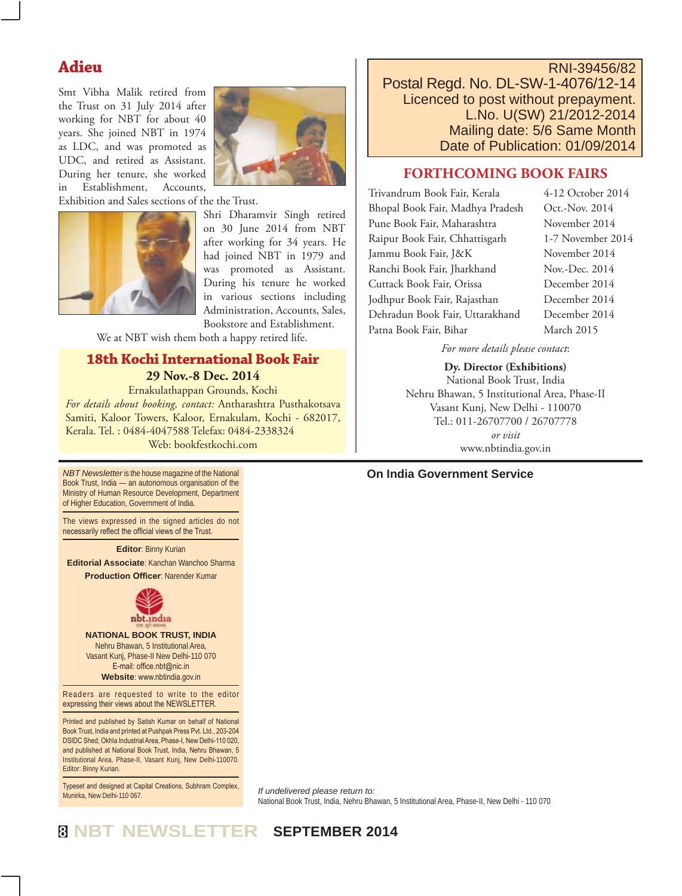## Adieu

Smt Vibha Malik retired from the Trust on 31 July 2014 after working for NBT for about 40 years. She joined NBT in 1974 as LDC, and was promoted as UDC, and retired as Assistant. During her tenure, she worked in Establishment, Accounts, Exhibition and Sales sections of the the Trust.

Shri Dharamvir Singh retired on 30 June 2014 from NBT after working for 34 years. He had joined NBT in 1979 and was promoted as Assistant. During his tenure he worked in various sections including Administration, Accounts, Sales, Bookstore and Establishment.

We at NBT wish them both a happy retired life.

## 18th Kochi International Book Fair

**29 Nov.-8 Dec. 2014**

Ernakulathappan Grounds, Kochi

*For details about booking, contact:* Antharashtra Pusthakotsava Samiti, Kaloor Towers, Kaloor, Ernakulam, Kochi - 682017, Kerala. Tel. : 0484-4047588 Telefax: 0484-2338324

Web: bookfestkochi.com

RNI-39456/82
Postal Regd. No. DL-SW-1-4076/12-14
Licenced to post without prepayment.
L.No. U(SW) 21/2012-2014
Mailing date: 5/6 Same Month
Date of Publication: 01/09/2014

## FORTHCOMING BOOK FAIRS

| | |
|---|---|
| Trivandrum Book Fair, Kerala | 4-12 October 2014 |
| Bhopal Book Fair, Madhya Pradesh | Oct.-Nov. 2014 |
| Pune Book Fair, Maharashtra | November 2014 |
| Raipur Book Fair, Chhattisgarh | 1-7 November 2014 |
| Jammu Book Fair, J&K | November 2014 |
| Ranchi Book Fair, Jharkhand | Nov.-Dec. 2014 |
| Cuttack Book Fair, Orissa | December 2014 |
| Jodhpur Book Fair, Rajasthan | December 2014 |
| Dehradun Book Fair, Uttarakhand | December 2014 |
| Patna Book Fair, Bihar | March 2015 |

*For more details please contact:*

**Dy. Director (Exhibitions)**
National Book Trust, India
Nehru Bhawan, 5 Institutional Area, Phase-II
Vasant Kunj, New Delhi - 110070
Tel.: 011-26707700 / 26707778
*or visit*
www.nbtindia.gov.in

*NBT Newsletter* is the house magazine of the National Book Trust, India — an autonomous organisation of the Ministry of Human Resource Development, Department of Higher Education, Government of India.

The views expressed in the signed articles do not necessarily reflect the official views of the Trust.

**Editor**: Binny Kurian
**Editorial Associate**: Kanchan Wanchoo Sharma
**Production Officer**: Narender Kumar

**NATIONAL BOOK TRUST, INDIA**
Nehru Bhawan, 5 Institutional Area,
Vasant Kunj, Phase-II New Delhi-110 070
E-mail: office.nbt@nic.in
**Website**: www.nbtindia.gov.in

Readers are requested to write to the editor expressing their views about the NEWSLETTER.

Printed and published by Satish Kumar on behalf of National Book Trust, India and printed at Pushpak Press Pvt. Ltd., 203-204 DSIDC Shed, Okhla Industrial Area, Phase-I, New Delhi-110 020, and published at National Book Trust, India, Nehru Bhawan, 5 Institutional Area, Phase-II, Vasant Kunj, New Delhi-110070. Editor: Binny Kurian.

Typeset and designed at Capital Creations, Subhram Complex, Munirka, New Delhi-110 067.

**On India Government Service**

*If undelivered please return to:*
National Book Trust, India, Nehru Bhawan, 5 Institutional Area, Phase-II, New Delhi - 110 070